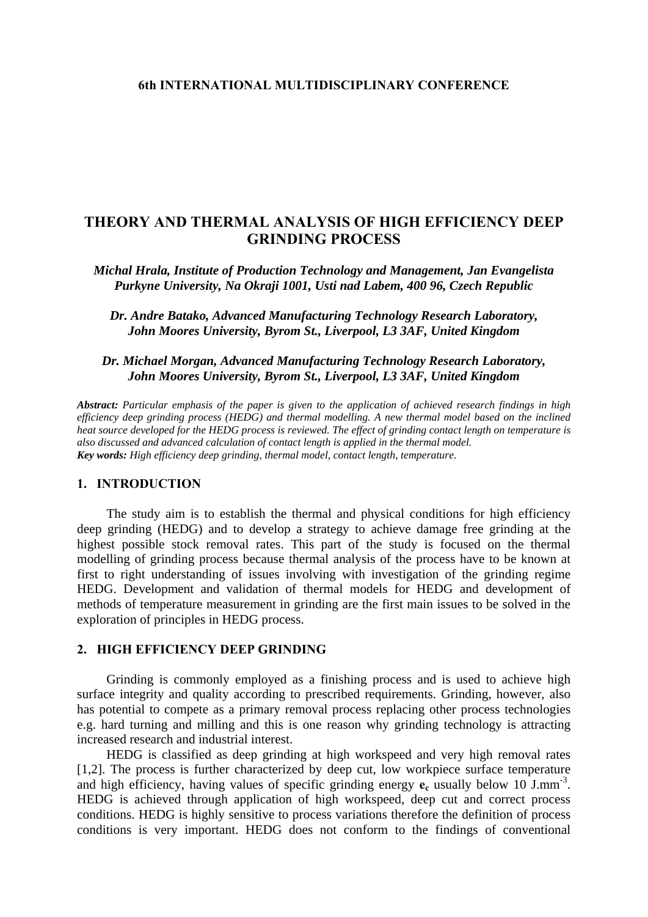**6th INTERNATIONAL MULTIDISCIPLINARY CONFERENCE**

# THEORY AND THERMAL ANALYSIS OF HIGH EFFICIENCY DEEP GRINDING PROCESS

*Michal Hrala, Institute of Production Technology and Management, Jan Evangelista Purkyne University, Na Okraji 1001, Usti nad Labem, 400 96, Czech Republic*

*Dr. Andre Batako, Advanced Manufacturing Technology Research Laboratory, John Moores University, Byrom St., Liverpool, L3 3AF, United Kingdom*

*Dr. Michael Morgan, Advanced Manufacturing Technology Research Laboratory, John Moores University, Byrom St., Liverpool, L3 3AF, United Kingdom*

***Abstract:*** *Particular emphasis of the paper is given to the application of achieved research findings in high efficiency deep grinding process (HEDG) and thermal modelling. A new thermal model based on the inclined heat source developed for the HEDG process is reviewed. The effect of grinding contact length on temperature is also discussed and advanced calculation of contact length is applied in the thermal model.*
***Key words:*** *High efficiency deep grinding, thermal model, contact length, temperature.*

## 1. INTRODUCTION

The study aim is to establish the thermal and physical conditions for high efficiency deep grinding (HEDG) and to develop a strategy to achieve damage free grinding at the highest possible stock removal rates. This part of the study is focused on the thermal modelling of grinding process because thermal analysis of the process have to be known at first to right understanding of issues involving with investigation of the grinding regime HEDG. Development and validation of thermal models for HEDG and development of methods of temperature measurement in grinding are the first main issues to be solved in the exploration of principles in HEDG process.

## 2. HIGH EFFICIENCY DEEP GRINDING

Grinding is commonly employed as a finishing process and is used to achieve high surface integrity and quality according to prescribed requirements. Grinding, however, also has potential to compete as a primary removal process replacing other process technologies e.g. hard turning and milling and this is one reason why grinding technology is attracting increased research and industrial interest.

HEDG is classified as deep grinding at high workspeed and very high removal rates [1,2]. The process is further characterized by deep cut, low workpiece surface temperature and high efficiency, having values of specific grinding energy $\mathbf{e_c}$ usually below 10 J.mm$^{-3}$. HEDG is achieved through application of high workspeed, deep cut and correct process conditions. HEDG is highly sensitive to process variations therefore the definition of process conditions is very important. HEDG does not conform to the findings of conventional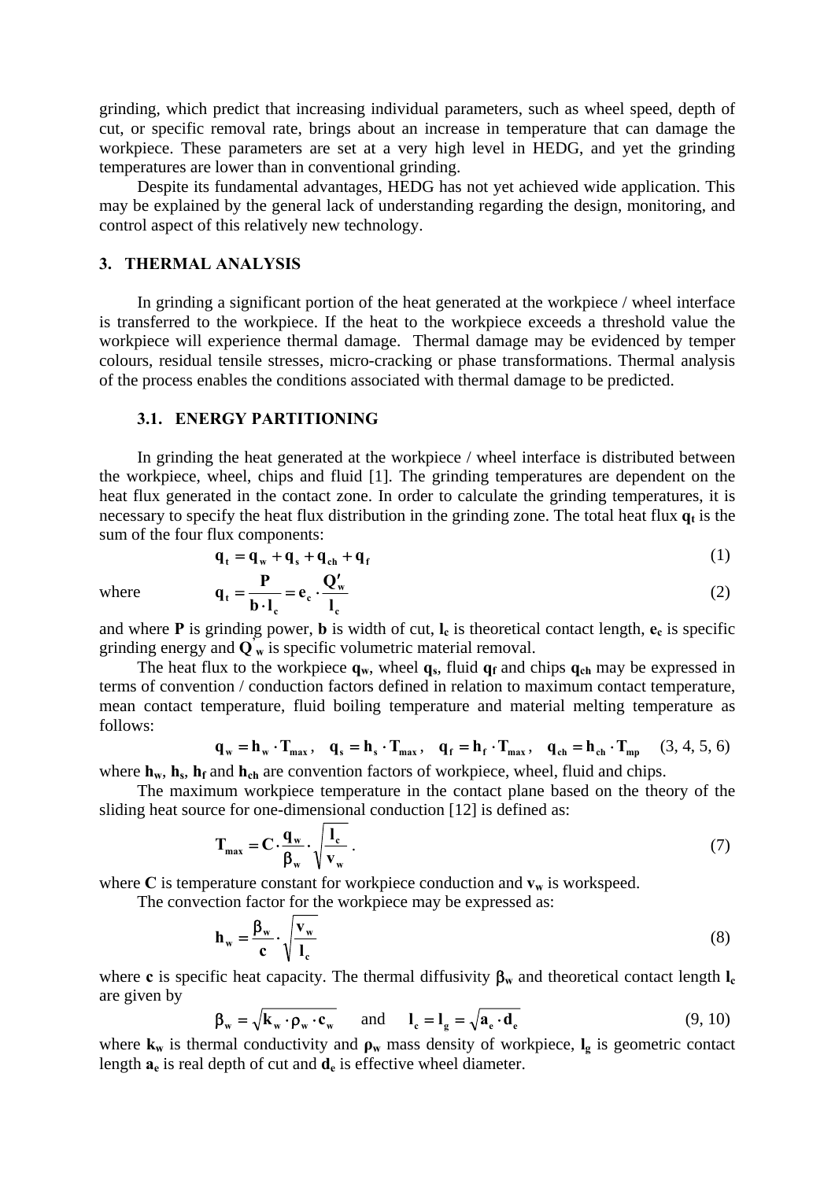grinding, which predict that increasing individual parameters, such as wheel speed, depth of cut, or specific removal rate, brings about an increase in temperature that can damage the workpiece. These parameters are set at a very high level in HEDG, and yet the grinding temperatures are lower than in conventional grinding.

Despite its fundamental advantages, HEDG has not yet achieved wide application. This may be explained by the general lack of understanding regarding the design, monitoring, and control aspect of this relatively new technology.

## 3. THERMAL ANALYSIS

In grinding a significant portion of the heat generated at the workpiece / wheel interface is transferred to the workpiece. If the heat to the workpiece exceeds a threshold value the workpiece will experience thermal damage. Thermal damage may be evidenced by temper colours, residual tensile stresses, micro-cracking or phase transformations. Thermal analysis of the process enables the conditions associated with thermal damage to be predicted.

### 3.1. ENERGY PARTITIONING

In grinding the heat generated at the workpiece / wheel interface is distributed between the workpiece, wheel, chips and fluid [1]. The grinding temperatures are dependent on the heat flux generated in the contact zone. In order to calculate the grinding temperatures, it is necessary to specify the heat flux distribution in the grinding zone. The total heat flux $\mathbf{q_t}$ is the sum of the four flux components:

$$\mathbf{q_t = q_w + q_s + q_{ch} + q_f} \tag{1}$$

where

$$\mathbf{q_t = \frac{P}{b \cdot l_c} = e_c \cdot \frac{Q'_w}{l_c}} \tag{2}$$

and where $\mathbf{P}$ is grinding power, $\mathbf{b}$ is width of cut, $\mathbf{l_c}$ is theoretical contact length, $\mathbf{e_c}$ is specific grinding energy and $\mathbf{Q'_w}$ is specific volumetric material removal.

The heat flux to the workpiece $\mathbf{q_w}$, wheel $\mathbf{q_s}$, fluid $\mathbf{q_f}$ and chips $\mathbf{q_{ch}}$ may be expressed in terms of convention / conduction factors defined in relation to maximum contact temperature, mean contact temperature, fluid boiling temperature and material melting temperature as follows:

$$\mathbf{q_w = h_w \cdot T_{max}}, \quad \mathbf{q_s = h_s \cdot T_{max}}, \quad \mathbf{q_f = h_f \cdot T_{max}}, \quad \mathbf{q_{ch} = h_{ch} \cdot T_{mp}} \tag{3, 4, 5, 6}$$

where $\mathbf{h_w}$, $\mathbf{h_s}$, $\mathbf{h_f}$ and $\mathbf{h_{ch}}$ are convention factors of workpiece, wheel, fluid and chips.

The maximum workpiece temperature in the contact plane based on the theory of the sliding heat source for one-dimensional conduction [12] is defined as:

$$\mathbf{T_{max} = C \cdot \frac{q_w}{\beta_w} \cdot \sqrt{\frac{l_c}{v_w}}} . \tag{7}$$

where $\mathbf{C}$ is temperature constant for workpiece conduction and $\mathbf{v_w}$ is workspeed.

The convection factor for the workpiece may be expressed as:

$$\mathbf{h_w = \frac{\beta_w}{c} \cdot \sqrt{\frac{v_w}{l_c}}} \tag{8}$$

where $\mathbf{c}$ is specific heat capacity. The thermal diffusivity $\mathbf{\beta_w}$ and theoretical contact length $\mathbf{l_c}$ are given by

$$\mathbf{\beta_w = \sqrt{k_w \cdot \rho_w \cdot c_w}} \quad \text{and} \quad \mathbf{l_c = l_g = \sqrt{a_e \cdot d_e}} \tag{9, 10}$$

where $\mathbf{k_w}$ is thermal conductivity and $\mathbf{\rho_w}$ mass density of workpiece, $\mathbf{l_g}$ is geometric contact length $\mathbf{a_e}$ is real depth of cut and $\mathbf{d_e}$ is effective wheel diameter.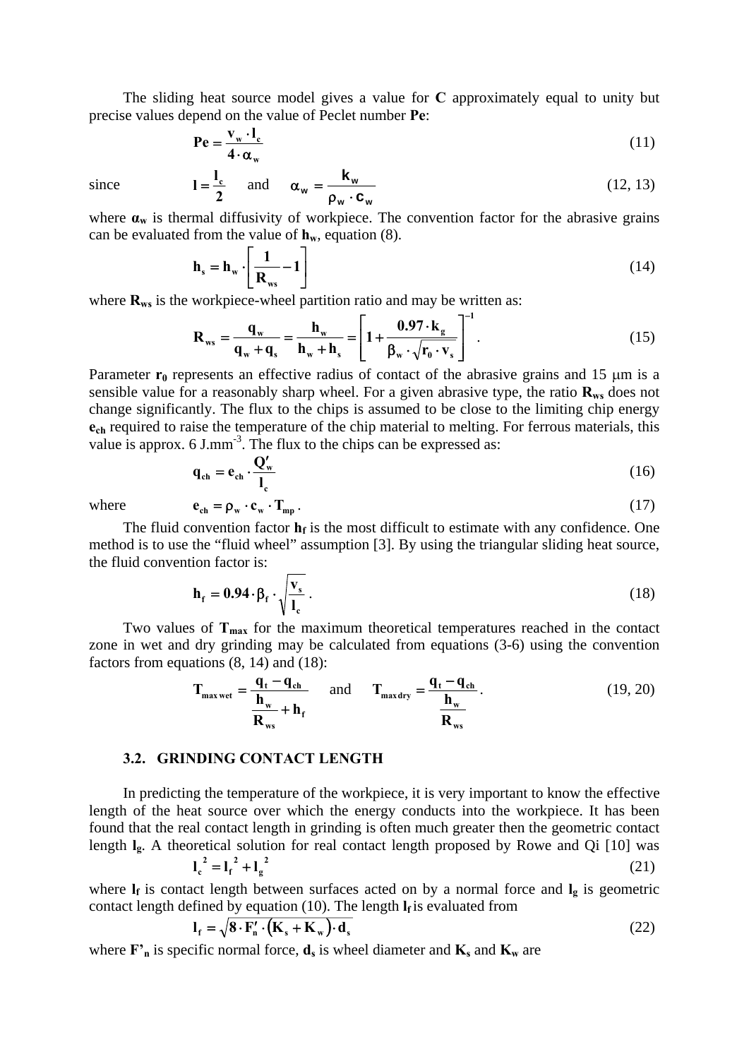The sliding heat source model gives a value for **C** approximately equal to unity but precise values depend on the value of Peclet number **Pe**:

$$\mathbf{Pe} = \frac{\mathbf{v_w \cdot l_c}}{\mathbf{4 \cdot \alpha_w}} \tag{11}$$

since $\mathbf{l} = \frac{\mathbf{l_c}}{\mathbf{2}}$ and $\alpha_w = \frac{k_w}{\rho_w \cdot c_w}$ (12, 13)

where $\alpha_w$ is thermal diffusivity of workpiece. The convention factor for the abrasive grains can be evaluated from the value of $h_w$, equation (8).

$$\mathbf{h_s = h_w \cdot \left[\frac{1}{R_{ws}} - 1\right]} \tag{14}$$

where $R_{ws}$ is the workpiece-wheel partition ratio and may be written as:

$$\mathbf{R_{ws} = \frac{q_w}{q_w + q_s} = \frac{h_w}{h_w + h_s} = \left[1 + \frac{0.97 \cdot k_g}{\beta_w \cdot \sqrt{r_0 \cdot v_s}}\right]^{-1}} . \tag{15}$$

Parameter $r_0$ represents an effective radius of contact of the abrasive grains and 15 μm is a sensible value for a reasonably sharp wheel. For a given abrasive type, the ratio $R_{ws}$ does not change significantly. The flux to the chips is assumed to be close to the limiting chip energy $e_{ch}$ required to raise the temperature of the chip material to melting. For ferrous materials, this value is approx. 6 J.mm$^{-3}$. The flux to the chips can be expressed as:

$$\mathbf{q_{ch} = e_{ch} \cdot \frac{Q'_w}{l_c}} \tag{16}$$

where $\mathbf{e_{ch} = \rho_w \cdot c_w \cdot T_{mp}}$ . (17)

The fluid convention factor $h_f$ is the most difficult to estimate with any confidence. One method is to use the "fluid wheel" assumption [3]. By using the triangular sliding heat source, the fluid convention factor is:

$$\mathbf{h_f = 0.94 \cdot \beta_f \cdot \sqrt{\frac{v_s}{l_c}}} . \tag{18}$$

Two values of $T_{max}$ for the maximum theoretical temperatures reached in the contact zone in wet and dry grinding may be calculated from equations (3-6) using the convention factors from equations (8, 14) and (18):

$$\mathbf{T_{max\,wet} = \frac{q_t - q_{ch}}{\frac{h_w}{R_{ws}} + h_f}} \quad \text{and} \quad \mathbf{T_{max\,dry} = \frac{q_t - q_{ch}}{\frac{h_w}{R_{ws}}}} . \tag{19, 20}$$

### 3.2. GRINDING CONTACT LENGTH

In predicting the temperature of the workpiece, it is very important to know the effective length of the heat source over which the energy conducts into the workpiece. It has been found that the real contact length in grinding is often much greater then the geometric contact length $l_g$. A theoretical solution for real contact length proposed by Rowe and Qi [10] was

$$\mathbf{l_c^2 = l_f^2 + l_g^2} \tag{21}$$

where $l_f$ is contact length between surfaces acted on by a normal force and $l_g$ is geometric contact length defined by equation (10). The length $l_f$ is evaluated from

$$\mathbf{l_f = \sqrt{8 \cdot F'_n \cdot (K_s + K_w) \cdot d_s}} \tag{22}$$

where $F'_n$ is specific normal force, $d_s$ is wheel diameter and $K_s$ and $K_w$ are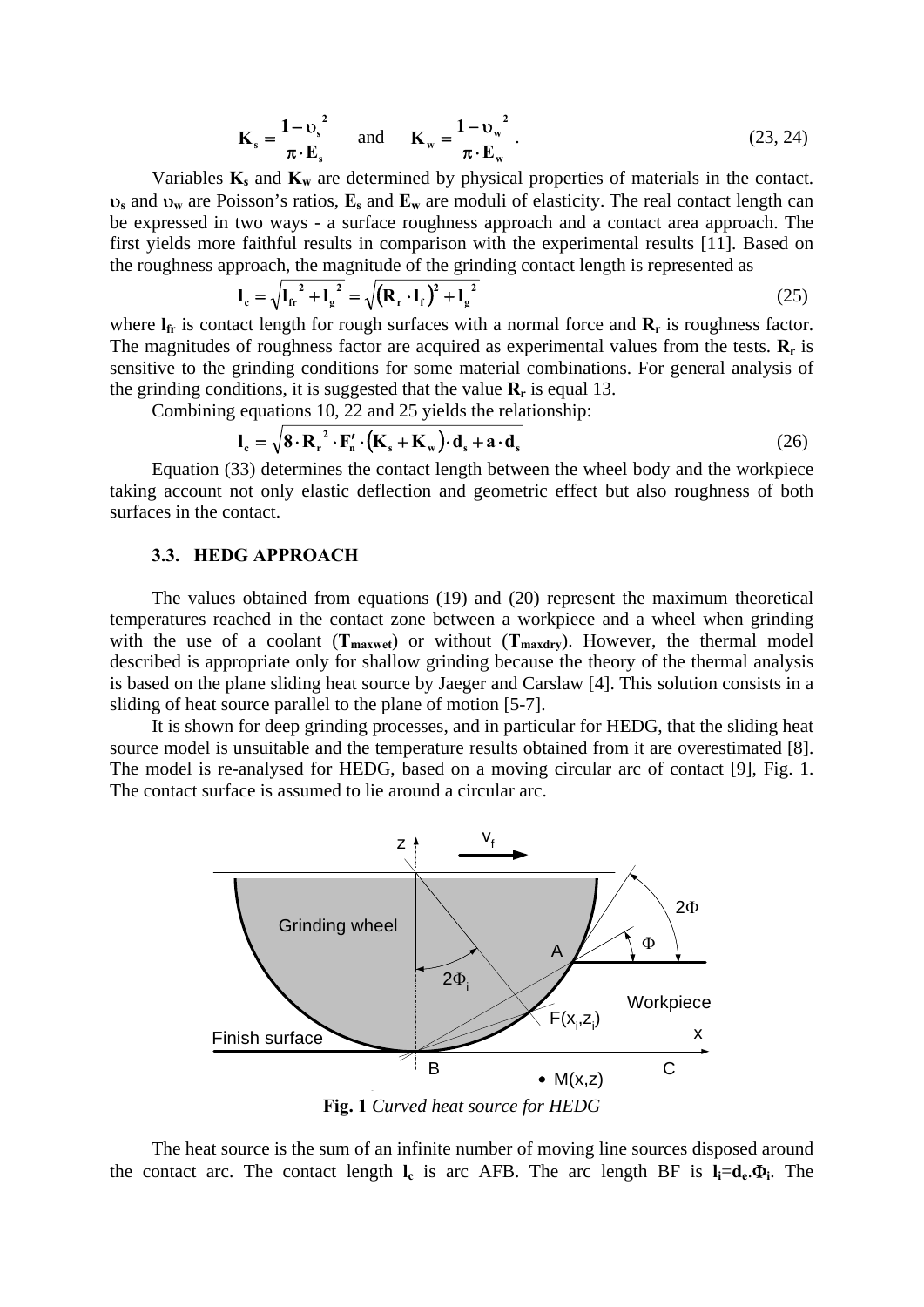$$\mathbf{K_s} = \frac{1-\upsilon_s^{\,2}}{\pi \cdot E_s} \quad \text{and} \quad \mathbf{K_w} = \frac{1-\upsilon_w^{\,2}}{\pi \cdot E_w}. \tag{23, 24}$$

Variables $\mathbf{K_s}$ and $\mathbf{K_w}$ are determined by physical properties of materials in the contact. $\upsilon_s$ and $\upsilon_w$ are Poisson's ratios, $\mathbf{E_s}$ and $\mathbf{E_w}$ are moduli of elasticity. The real contact length can be expressed in two ways - a surface roughness approach and a contact area approach. The first yields more faithful results in comparison with the experimental results [11]. Based on the roughness approach, the magnitude of the grinding contact length is represented as

$$\mathbf{l_c} = \sqrt{l_{fr}^{\,2} + l_g^{\,2}} = \sqrt{\left(R_r \cdot l_f\right)^2 + l_g^{\,2}} \tag{25}$$

where $\mathbf{l_{fr}}$ is contact length for rough surfaces with a normal force and $\mathbf{R_r}$ is roughness factor. The magnitudes of roughness factor are acquired as experimental values from the tests. $\mathbf{R_r}$ is sensitive to the grinding conditions for some material combinations. For general analysis of the grinding conditions, it is suggested that the value $\mathbf{R_r}$ is equal 13.

Combining equations 10, 22 and 25 yields the relationship:

$$\mathbf{l_c} = \sqrt{8 \cdot R_r^{\,2} \cdot F_n' \cdot \left(K_s + K_w\right) \cdot d_s + a \cdot d_s} \tag{26}$$

Equation (33) determines the contact length between the wheel body and the workpiece taking account not only elastic deflection and geometric effect but also roughness of both surfaces in the contact.

### 3.3. HEDG APPROACH

The values obtained from equations (19) and (20) represent the maximum theoretical temperatures reached in the contact zone between a workpiece and a wheel when grinding with the use of a coolant ($\mathbf{T_{maxwet}}$) or without ($\mathbf{T_{maxdry}}$). However, the thermal model described is appropriate only for shallow grinding because the theory of the thermal analysis is based on the plane sliding heat source by Jaeger and Carslaw [4]. This solution consists in a sliding of heat source parallel to the plane of motion [5-7].

It is shown for deep grinding processes, and in particular for HEDG, that the sliding heat source model is unsuitable and the temperature results obtained from it are overestimated [8]. The model is re-analysed for HEDG, based on a moving circular arc of contact [9], Fig. 1. The contact surface is assumed to lie around a circular arc.

**Fig. 1** *Curved heat source for HEDG*

The heat source is the sum of an infinite number of moving line sources disposed around the contact arc. The contact length $\mathbf{l_c}$ is arc AFB. The arc length BF is $\mathbf{l_i} = \mathbf{d_e} . \mathbf{\Phi_i}$. The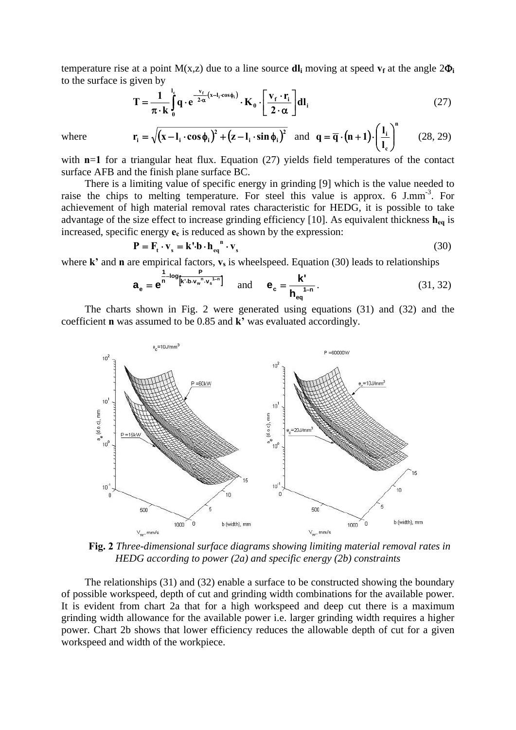temperature rise at a point M(x,z) due to a line source $\mathbf{dl_i}$ moving at speed $\mathbf{v_f}$ at the angle $2\Phi_i$ to the surface is given by

$$\mathbf{T = \frac{1}{\pi \cdot k} \int_0^{l_c} q \cdot e^{-\frac{v_f}{2 \cdot \alpha}(x - l_i \cdot \cos\phi_i)} \cdot K_0 \cdot \left[\frac{v_f \cdot r_i}{2 \cdot \alpha}\right] dl_i} \tag{27}$$

where $$\mathbf{r_i = \sqrt{(x - l_i \cdot \cos\phi_i)^2 + (z - l_i \cdot \sin\phi_i)^2}} \quad \text{and} \quad \mathbf{q = \overline{q} \cdot (n+1) \cdot \left(\frac{l_i}{l_c}\right)^n} \tag{28, 29}$$

with $\mathbf{n}$=**1** for a triangular heat flux. Equation (27) yields field temperatures of the contact surface AFB and the finish plane surface BC.

There is a limiting value of specific energy in grinding [9] which is the value needed to raise the chips to melting temperature. For steel this value is approx. 6 J.mm$^{-3}$. For achievement of high material removal rates characteristic for HEDG, it is possible to take advantage of the size effect to increase grinding efficiency [10]. As equivalent thickness $\mathbf{h_{eq}}$ is increased, specific energy $\mathbf{e_c}$ is reduced as shown by the expression:

$$\mathbf{P = F_t \cdot v_s = k' \cdot b \cdot h_{eq}{}^n \cdot v_s} \tag{30}$$

where **k'** and **n** are empirical factors, $\mathbf{v_s}$ is wheelspeed. Equation (30) leads to relationships

$$\mathbf{a_e = e^{\frac{1}{n} \log\left[\frac{P}{k' \cdot b \cdot v_w{}^n \cdot v_s{}^{1-n}}\right]}} \quad \text{and} \quad \mathbf{e_c = \frac{k'}{h_{eq}{}^{1-n}}}. \tag{31, 32}$$

The charts shown in Fig. 2 were generated using equations (31) and (32) and the coefficient **n** was assumed to be 0.85 and **k'** was evaluated accordingly.

**Fig. 2** *Three-dimensional surface diagrams showing limiting material removal rates in HEDG according to power (2a) and specific energy (2b) constraints*

The relationships (31) and (32) enable a surface to be constructed showing the boundary of possible workspeed, depth of cut and grinding width combinations for the available power. It is evident from chart 2a that for a high workspeed and deep cut there is a maximum grinding width allowance for the available power i.e. larger grinding width requires a higher power. Chart 2b shows that lower efficiency reduces the allowable depth of cut for a given workspeed and width of the workpiece.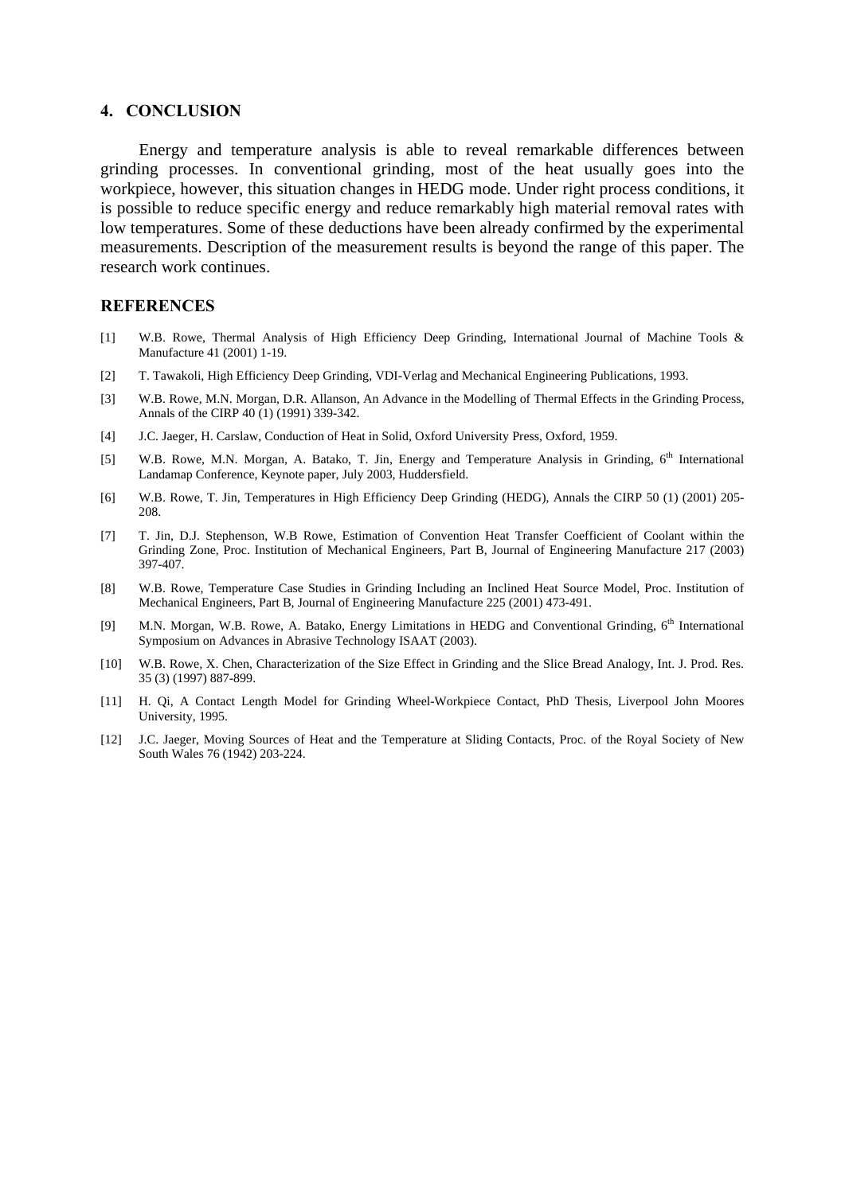## 4. CONCLUSION

Energy and temperature analysis is able to reveal remarkable differences between grinding processes. In conventional grinding, most of the heat usually goes into the workpiece, however, this situation changes in HEDG mode. Under right process conditions, it is possible to reduce specific energy and reduce remarkably high material removal rates with low temperatures. Some of these deductions have been already confirmed by the experimental measurements. Description of the measurement results is beyond the range of this paper. The research work continues.

## REFERENCES

[1] W.B. Rowe, Thermal Analysis of High Efficiency Deep Grinding, International Journal of Machine Tools & Manufacture 41 (2001) 1-19.

[2] T. Tawakoli, High Efficiency Deep Grinding, VDI-Verlag and Mechanical Engineering Publications, 1993.

[3] W.B. Rowe, M.N. Morgan, D.R. Allanson, An Advance in the Modelling of Thermal Effects in the Grinding Process, Annals of the CIRP 40 (1) (1991) 339-342.

[4] J.C. Jaeger, H. Carslaw, Conduction of Heat in Solid, Oxford University Press, Oxford, 1959.

[5] W.B. Rowe, M.N. Morgan, A. Batako, T. Jin, Energy and Temperature Analysis in Grinding, 6th International Landamap Conference, Keynote paper, July 2003, Huddersfield.

[6] W.B. Rowe, T. Jin, Temperatures in High Efficiency Deep Grinding (HEDG), Annals the CIRP 50 (1) (2001) 205-208.

[7] T. Jin, D.J. Stephenson, W.B Rowe, Estimation of Convention Heat Transfer Coefficient of Coolant within the Grinding Zone, Proc. Institution of Mechanical Engineers, Part B, Journal of Engineering Manufacture 217 (2003) 397-407.

[8] W.B. Rowe, Temperature Case Studies in Grinding Including an Inclined Heat Source Model, Proc. Institution of Mechanical Engineers, Part B, Journal of Engineering Manufacture 225 (2001) 473-491.

[9] M.N. Morgan, W.B. Rowe, A. Batako, Energy Limitations in HEDG and Conventional Grinding, 6th International Symposium on Advances in Abrasive Technology ISAAT (2003).

[10] W.B. Rowe, X. Chen, Characterization of the Size Effect in Grinding and the Slice Bread Analogy, Int. J. Prod. Res. 35 (3) (1997) 887-899.

[11] H. Qi, A Contact Length Model for Grinding Wheel-Workpiece Contact, PhD Thesis, Liverpool John Moores University, 1995.

[12] J.C. Jaeger, Moving Sources of Heat and the Temperature at Sliding Contacts, Proc. of the Royal Society of New South Wales 76 (1942) 203-224.